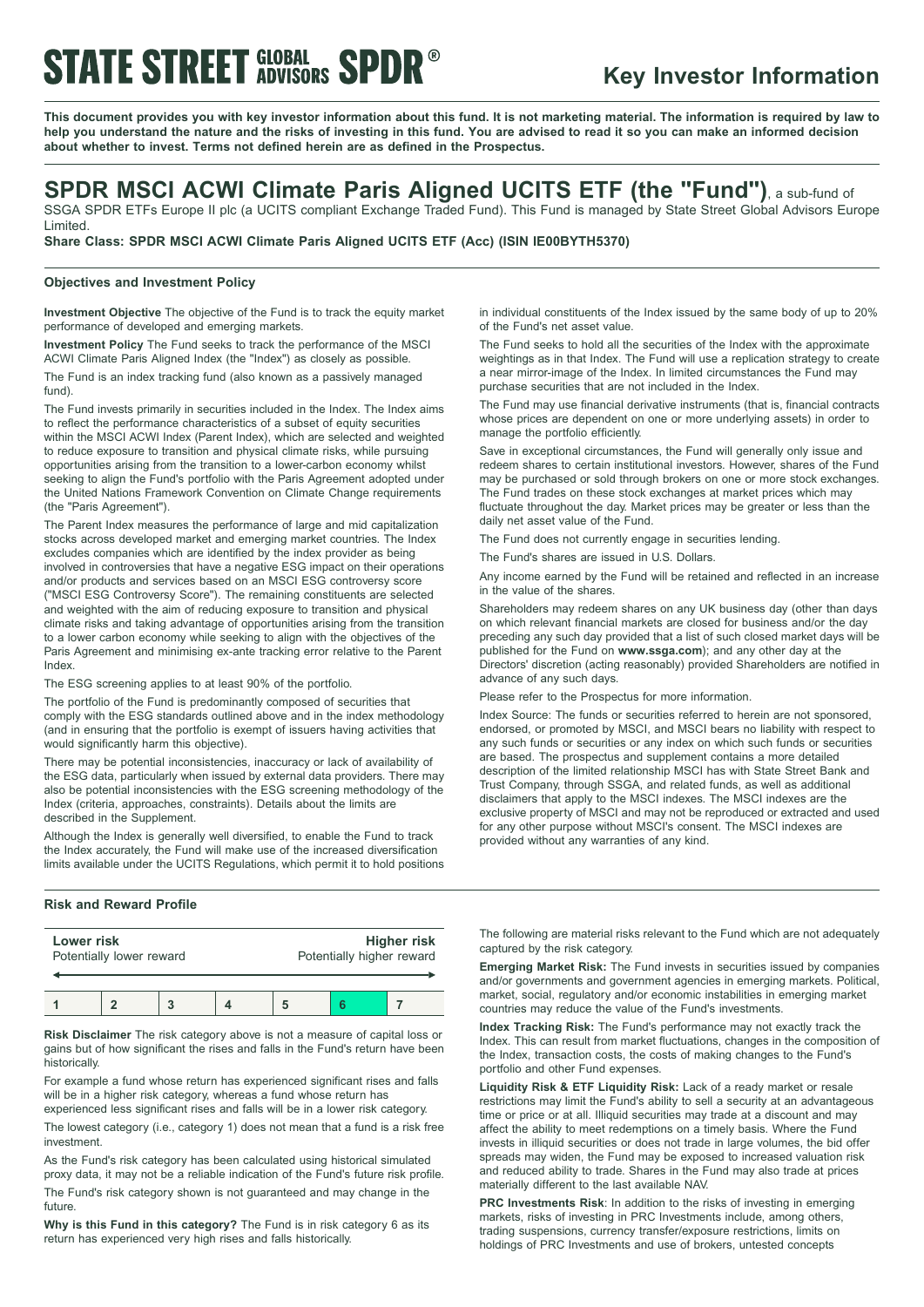# STATE STREET GLOBAL ADVISORS SPDR®

## Key Investor Information

**This document provides you with key investor information about this fund. It is not marketing material. The information is required by law to help you understand the nature and the risks of investing in this fund. You are advised to read it so you can make an informed decision about whether to invest. Terms not defined herein are as defined in the Prospectus.**

# SPDR MSCI ACWI Climate Paris Aligned UCITS ETF (the "Fund"), a sub-fund of SSGA SPDR ETFs Europe II plc (a UCITS compliant Exchange Traded Fund). This Fund is managed by State Street Global Advisors Europe Limited.

**Share Class: SPDR MSCI ACWI Climate Paris Aligned UCITS ETF (Acc) (ISIN IE00BYTH5370)**

### Objectives and Investment Policy

**Investment Objective** The objective of the Fund is to track the equity market performance of developed and emerging markets.

**Investment Policy** The Fund seeks to track the performance of the MSCI ACWI Climate Paris Aligned Index (the "Index") as closely as possible.

The Fund is an index tracking fund (also known as a passively managed fund).

The Fund invests primarily in securities included in the Index. The Index aims to reflect the performance characteristics of a subset of equity securities within the MSCI ACWI Index (Parent Index), which are selected and weighted to reduce exposure to transition and physical climate risks, while pursuing opportunities arising from the transition to a lower-carbon economy whilst seeking to align the Fund's portfolio with the Paris Agreement adopted under the United Nations Framework Convention on Climate Change requirements (the "Paris Agreement").

The Parent Index measures the performance of large and mid capitalization stocks across developed market and emerging market countries. The Index excludes companies which are identified by the index provider as being involved in controversies that have a negative ESG impact on their operations and/or products and services based on an MSCI ESG controversy score ("MSCI ESG Controversy Score"). The remaining constituents are selected and weighted with the aim of reducing exposure to transition and physical climate risks and taking advantage of opportunities arising from the transition to a lower carbon economy while seeking to align with the objectives of the Paris Agreement and minimising ex-ante tracking error relative to the Parent Index.

The ESG screening applies to at least 90% of the portfolio.

The portfolio of the Fund is predominantly composed of securities that comply with the ESG standards outlined above and in the index methodology (and in ensuring that the portfolio is exempt of issuers having activities that would significantly harm this objective).

There may be potential inconsistencies, inaccuracy or lack of availability of the ESG data, particularly when issued by external data providers. There may also be potential inconsistencies with the ESG screening methodology of the Index (criteria, approaches, constraints). Details about the limits are described in the Supplement.

Although the Index is generally well diversified, to enable the Fund to track the Index accurately, the Fund will make use of the increased diversification limits available under the UCITS Regulations, which permit it to hold positions in individual constituents of the Index issued by the same body of up to 20% of the Fund's net asset value.

The Fund seeks to hold all the securities of the Index with the approximate weightings as in that Index. The Fund will use a replication strategy to create a near mirror-image of the Index. In limited circumstances the Fund may purchase securities that are not included in the Index.

The Fund may use financial derivative instruments (that is, financial contracts whose prices are dependent on one or more underlying assets) in order to manage the portfolio efficiently.

Save in exceptional circumstances, the Fund will generally only issue and redeem shares to certain institutional investors. However, shares of the Fund may be purchased or sold through brokers on one or more stock exchanges. The Fund trades on these stock exchanges at market prices which may fluctuate throughout the day. Market prices may be greater or less than the daily net asset value of the Fund.

The Fund does not currently engage in securities lending.

The Fund's shares are issued in U.S. Dollars.

Any income earned by the Fund will be retained and reflected in an increase in the value of the shares.

Shareholders may redeem shares on any UK business day (other than days on which relevant financial markets are closed for business and/or the day preceding any such day provided that a list of such closed market days will be published for the Fund on **www.ssga.com**); and any other day at the Directors' discretion (acting reasonably) provided Shareholders are notified in advance of any such days.

Please refer to the Prospectus for more information.

Index Source: The funds or securities referred to herein are not sponsored, endorsed, or promoted by MSCI, and MSCI bears no liability with respect to any such funds or securities or any index on which such funds or securities are based. The prospectus and supplement contains a more detailed description of the limited relationship MSCI has with State Street Bank and Trust Company, through SSGA, and related funds, as well as additional disclaimers that apply to the MSCI indexes. The MSCI indexes are the exclusive property of MSCI and may not be reproduced or extracted and used for any other purpose without MSCI's consent. The MSCI indexes are provided without any warranties of any kind.

### Risk and Reward Profile

| **Lower risk** Potentially lower reward | | | | | | **Higher risk** Potentially higher reward |
|---|---|---|---|---|---|---|
| 1 | 2 | 3 | 4 | 5 | **6** | 7 |

**Risk Disclaimer** The risk category above is not a measure of capital loss or gains but of how significant the rises and falls in the Fund's return have been historically.

For example a fund whose return has experienced significant rises and falls will be in a higher risk category, whereas a fund whose return has experienced less significant rises and falls will be in a lower risk category.

The lowest category (i.e., category 1) does not mean that a fund is a risk free investment.

As the Fund's risk category has been calculated using historical simulated proxy data, it may not be a reliable indication of the Fund's future risk profile.

The Fund's risk category shown is not guaranteed and may change in the future.

**Why is this Fund in this category?** The Fund is in risk category 6 as its return has experienced very high rises and falls historically.

The following are material risks relevant to the Fund which are not adequately captured by the risk category.

**Emerging Market Risk:** The Fund invests in securities issued by companies and/or governments and government agencies in emerging markets. Political, market, social, regulatory and/or economic instabilities in emerging market countries may reduce the value of the Fund's investments.

**Index Tracking Risk:** The Fund's performance may not exactly track the Index. This can result from market fluctuations, changes in the composition of the Index, transaction costs, the costs of making changes to the Fund's portfolio and other Fund expenses.

**Liquidity Risk & ETF Liquidity Risk:** Lack of a ready market or resale restrictions may limit the Fund's ability to sell a security at an advantageous time or price or at all. Illiquid securities may trade at a discount and may affect the ability to meet redemptions on a timely basis. Where the Fund invests in illiquid securities or does not trade in large volumes, the bid offer spreads may widen, the Fund may be exposed to increased valuation risk and reduced ability to trade. Shares in the Fund may also trade at prices materially different to the last available NAV.

**PRC Investments Risk**: In addition to the risks of investing in emerging markets, risks of investing in PRC Investments include, among others, trading suspensions, currency transfer/exposure restrictions, limits on holdings of PRC Investments and use of brokers, untested concepts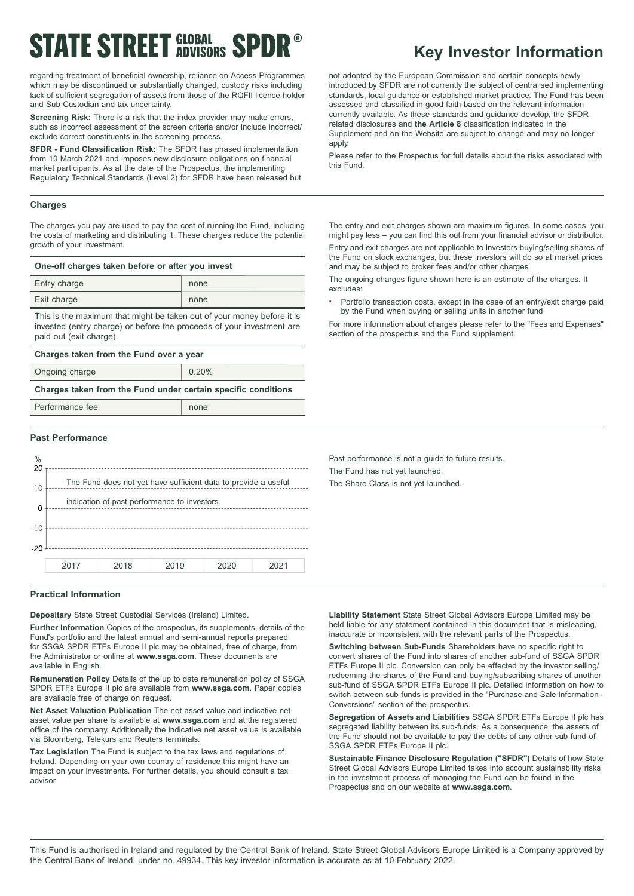regarding treatment of beneficial ownership, reliance on Access Programmes which may be discontinued or substantially changed, custody risks including lack of sufficient segregation of assets from those of the RQFII licence holder and Sub-Custodian and tax uncertainty.

**Screening Risk:** There is a risk that the index provider may make errors, such as incorrect assessment of the screen criteria and/or include incorrect/ exclude correct constituents in the screening process.

**SFDR - Fund Classification Risk:** The SFDR has phased implementation from 10 March 2021 and imposes new disclosure obligations on financial market participants. As at the date of the Prospectus, the implementing Regulatory Technical Standards (Level 2) for SFDR have been released but not adopted by the European Commission and certain concepts newly introduced by SFDR are not currently the subject of centralised implementing standards, local guidance or established market practice. The Fund has been assessed and classified in good faith based on the relevant information currently available. As these standards and guidance develop, the SFDR related disclosures and **the Article 8** classification indicated in the Supplement and on the Website are subject to change and may no longer apply.

Please refer to the Prospectus for full details about the risks associated with this Fund.

## Charges

The charges you pay are used to pay the cost of running the Fund, including the costs of marketing and distributing it. These charges reduce the potential growth of your investment.

| One-off charges taken before or after you invest | |
|---|---|
| Entry charge | none |
| Exit charge | none |

This is the maximum that might be taken out of your money before it is invested (entry charge) or before the proceeds of your investment are paid out (exit charge).

| Charges taken from the Fund over a year | |
|---|---|
| Ongoing charge | 0.20% |
| **Charges taken from the Fund under certain specific conditions** | |
| Performance fee | none |

The entry and exit charges shown are maximum figures. In some cases, you might pay less – you can find this out from your financial advisor or distributor.

Entry and exit charges are not applicable to investors buying/selling shares of the Fund on stock exchanges, but these investors will do so at market prices and may be subject to broker fees and/or other charges.

The ongoing charges figure shown here is an estimate of the charges. It excludes:

- Portfolio transaction costs, except in the case of an entry/exit charge paid by the Fund when buying or selling units in another fund

For more information about charges please refer to the "Fees and Expenses" section of the prospectus and the Fund supplement.

## Past Performance

%
20
10
0
-10
-20
The Fund does not yet have sufficient data to provide a useful indication of past performance to investors.
2017 2018 2019 2020 2021

Past performance is not a guide to future results.

The Fund has not yet launched.

The Share Class is not yet launched.

## Practical Information

**Depositary** State Street Custodial Services (Ireland) Limited.

**Further Information** Copies of the prospectus, its supplements, details of the Fund's portfolio and the latest annual and semi-annual reports prepared for SSGA SPDR ETFs Europe II plc may be obtained, free of charge, from the Administrator or online at **www.ssga.com**. These documents are available in English.

**Remuneration Policy** Details of the up to date remuneration policy of SSGA SPDR ETFs Europe II plc are available from **www.ssga.com**. Paper copies are available free of charge on request.

**Net Asset Valuation Publication** The net asset value and indicative net asset value per share is available at **www.ssga.com** and at the registered office of the company. Additionally the indicative net asset value is available via Bloomberg, Telekurs and Reuters terminals.

**Tax Legislation** The Fund is subject to the tax laws and regulations of Ireland. Depending on your own country of residence this might have an impact on your investments. For further details, you should consult a tax advisor.

**Liability Statement** State Street Global Advisors Europe Limited may be held liable for any statement contained in this document that is misleading, inaccurate or inconsistent with the relevant parts of the Prospectus.

**Switching between Sub-Funds** Shareholders have no specific right to convert shares of the Fund into shares of another sub-fund of SSGA SPDR ETFs Europe II plc. Conversion can only be effected by the investor selling/ redeeming the shares of the Fund and buying/subscribing shares of another sub-fund of SSGA SPDR ETFs Europe II plc. Detailed information on how to switch between sub-funds is provided in the "Purchase and Sale Information - Conversions" section of the prospectus.

**Segregation of Assets and Liabilities** SSGA SPDR ETFs Europe II plc has segregated liability between its sub-funds. As a consequence, the assets of the Fund should not be available to pay the debts of any other sub-fund of SSGA SPDR ETFs Europe II plc.

**Sustainable Finance Disclosure Regulation ("SFDR")** Details of how State Street Global Advisors Europe Limited takes into account sustainability risks in the investment process of managing the Fund can be found in the Prospectus and on our website at **www.ssga.com**.

This Fund is authorised in Ireland and regulated by the Central Bank of Ireland. State Street Global Advisors Europe Limited is a Company approved by the Central Bank of Ireland, under no. 49934. This key investor information is accurate as at 10 February 2022.